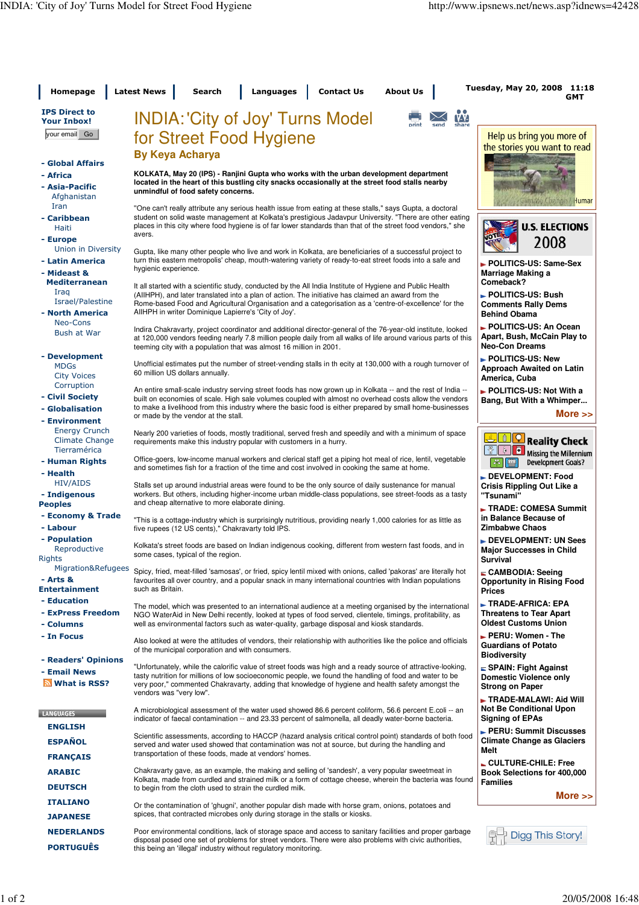# INDIA: 'City of Joy' Turns Model for Street Food Hygiene

**By Keya Acharya**

**KOLKATA, May 20 (IPS) - Ranjini Gupta who works with the urban development department located in the heart of this bustling city snacks occasionally at the street food stalls nearby unmindful of food safety concerns.**

"One can't really attribute any serious health issue from eating at these stalls," says Gupta, a doctoral student on solid waste management at Kolkata's prestigious Jadavpur University. "There are other eating places in this city where food hygiene is of far lower standards than that of the street food vendors," she avers.

Gupta, like many other people who live and work in Kolkata, are beneficiaries of a successful project to turn this eastern metropolis' cheap, mouth-watering variety of ready-to-eat street foods into a safe and hygienic experience.

It all started with a scientific study, conducted by the All India Institute of Hygiene and Public Health (AIIHPH), and later translated into a plan of action. The initiative has claimed an award from the Rome-based Food and Agricultural Organisation and a categorisation as a 'centre-of-excellence' for the AIIHPH in writer Dominique Lapierre's 'City of Joy'.

Indira Chakravarty, project coordinator and additional director-general of the 76-year-old institute, looked at 120,000 vendors feeding nearly 7.8 million people daily from all walks of life around various parts of this teeming city with a population that was almost 16 million in 2001.

Unofficial estimates put the number of street-vending stalls in th ecity at 130,000 with a rough turnover of 60 million US dollars annually.

An entire small-scale industry serving street foods has now grown up in Kolkata -- and the rest of India -- built on economies of scale. High sale volumes coupled with almost no overhead costs allow the vendors to make a livelihood from this industry where the basic food is either prepared by small home-businesses or made by the vendor at the stall.

Nearly 200 varieties of foods, mostly traditional, served fresh and speedily and with a minimum of space requirements make this industry popular with customers in a hurry.

Office-goers, low-income manual workers and clerical staff get a piping hot meal of rice, lentil, vegetable and sometimes fish for a fraction of the time and cost involved in cooking the same at home.

Stalls set up around industrial areas were found to be the only source of daily sustenance for manual workers. But others, including higher-income urban middle-class populations, see street-foods as a tasty and cheap alternative to more elaborate dining.

"This is a cottage-industry which is surprisingly nutritious, providing nearly 1,000 calories for as little as five rupees (12 US cents)," Chakravarty told IPS.

Kolkata's street foods are based on Indian indigenous cooking, different from western fast foods, and in some cases, typical of the region.

Spicy, fried, meat-filled 'samosas', or fried, spicy lentil mixed with onions, called 'pakoras' are literally hot favourites all over country, and a popular snack in many international countries with Indian populations such as Britain.

The model, which was presented to an international audience at a meeting organised by the international NGO WaterAid in New Delhi recently, looked at types of food served, clientele, timings, profitability, as well as environmental factors such as water-quality, garbage disposal and kiosk standards.

Also looked at were the attitudes of vendors, their relationship with authorities like the police and officials of the municipal corporation and with consumers.

"Unfortunately, while the calorific value of street foods was high and a ready source of attractive-looking, tasty nutrition for millions of low socioeconomic people, we found the handling of food and water to be very poor," commented Chakravarty, adding that knowledge of hygiene and health safety amongst the vendors was "very low".

A microbiological assessment of the water used showed 86.6 percent coliform, 56.6 percent E.coli -- an indicator of faecal contamination -- and 23.33 percent of salmonella, all deadly water-borne bacteria.

Scientific assessments, according to HACCP (hazard analysis critical control point) standards of both food served and water used showed that contamination was not at source, but during the handling and transportation of these foods, made at vendors' homes.

Chakravarty gave, as an example, the making and selling of 'sandesh', a very popular sweetmeat in Kolkata, made from curdled and strained milk or a form of cottage cheese, wherein the bacteria was found to begin from the cloth used to strain the curdled milk.

Or the contamination of 'ghugni', another popular dish made with horse gram, onions, potatoes and spices, that contracted microbes only during storage in the stalls or kiosks.

Poor environmental conditions, lack of storage space and access to sanitary facilities and proper garbage disposal posed one set of problems for street vendors. There were also problems with civic authorities, this being an 'illegal' industry without regulatory monitoring.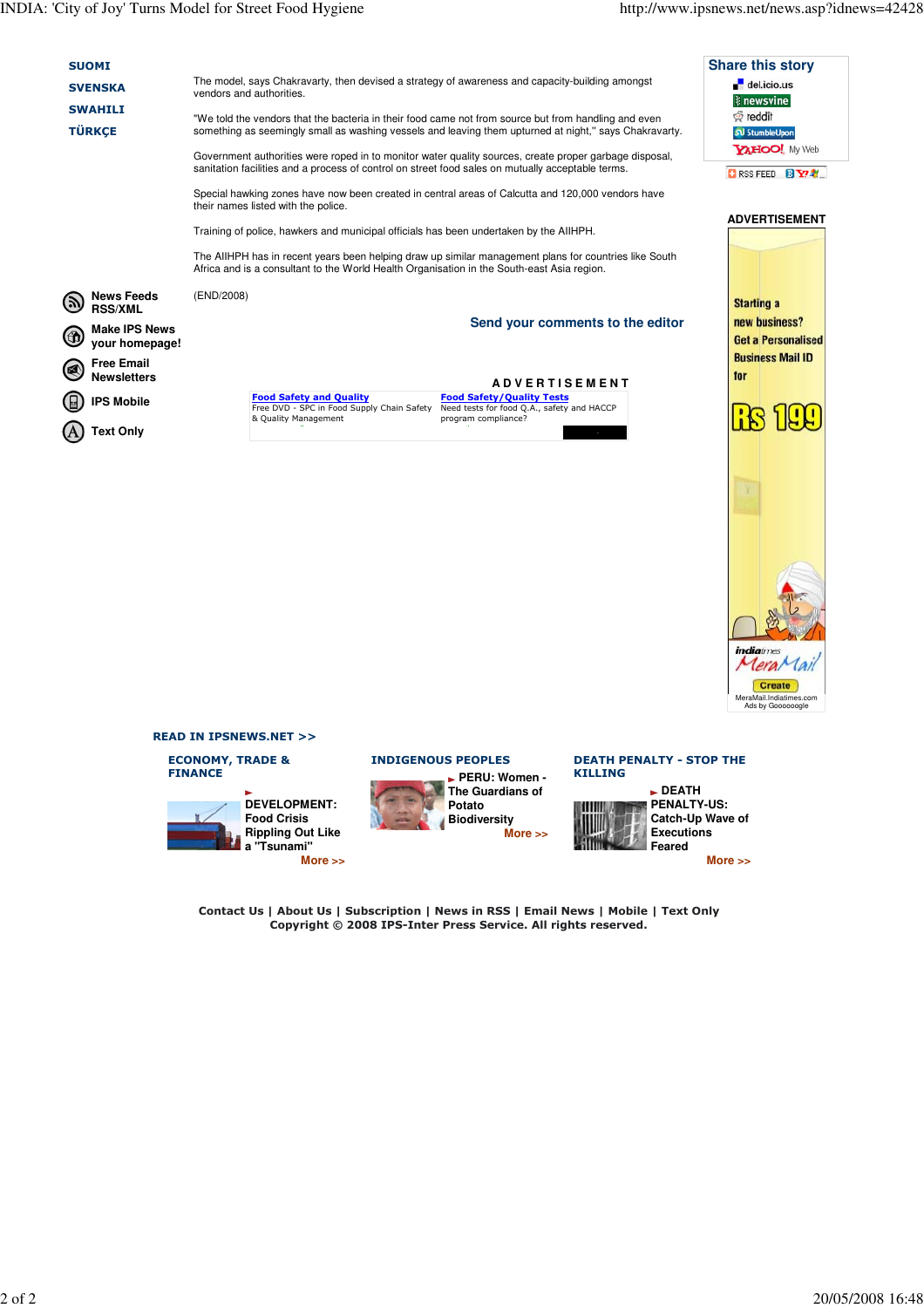SUOMI

SVENSKA

SWAHILI

TÜRKÇE

The model, says Chakravarty, then devised a strategy of awareness and capacity-building amongst vendors and authorities.

"We told the vendors that the bacteria in their food came not from source but from handling and even something as seemingly small as washing vessels and leaving them upturned at night," says Chakravarty.

Government authorities were roped in to monitor water quality sources, create proper garbage disposal, sanitation facilities and a process of control on street food sales on mutually acceptable terms.

Special hawking zones have now been created in central areas of Calcutta and 120,000 vendors have their names listed with the police.

Training of police, hawkers and municipal officials has been undertaken by the AIIHPH.

The AIIHPH has in recent years been helping draw up similar management plans for countries like South Africa and is a consultant to the World Health Organisation in the South-east Asia region.

(END/2008)

Send your comments to the editor

News Feeds RSS/XML

Make IPS News your homepage!

Free Email Newsletters

IPS Mobile

Text Only

**Share this story**

del.icio.us
newsvine
reddit
StumbleUpon
YAHOO! My Web

RSS FEED

ADVERTISEMENT

Food Safety and Quality
Free DVD - SPC in Food Supply Chain Safety & Quality Management

Food Safety/Quality Tests
Need tests for food Q.A., safety and HACCP program compliance?

ADVERTISEMENT

Starting a new business? Get a Personalised Business Mail ID for Rs 199

indiatimes MeraMail

Create

MeraMail.Indiatimes.com
Ads by Goooooogle

**READ IN IPSNEWS.NET >>**

**ECONOMY, TRADE & FINANCE**

**DEVELOPMENT: Food Crisis Rippling Out Like a "Tsunami"**
More >>

**INDIGENOUS PEOPLES**

**PERU: Women - The Guardians of Potato Biodiversity**
More >>

**DEATH PENALTY - STOP THE KILLING**

**DEATH PENALTY-US: Catch-Up Wave of Executions Feared**
More >>

Contact Us | About Us | Subscription | News in RSS | Email News | Mobile | Text Only
Copyright © 2008 IPS-Inter Press Service. All rights reserved.